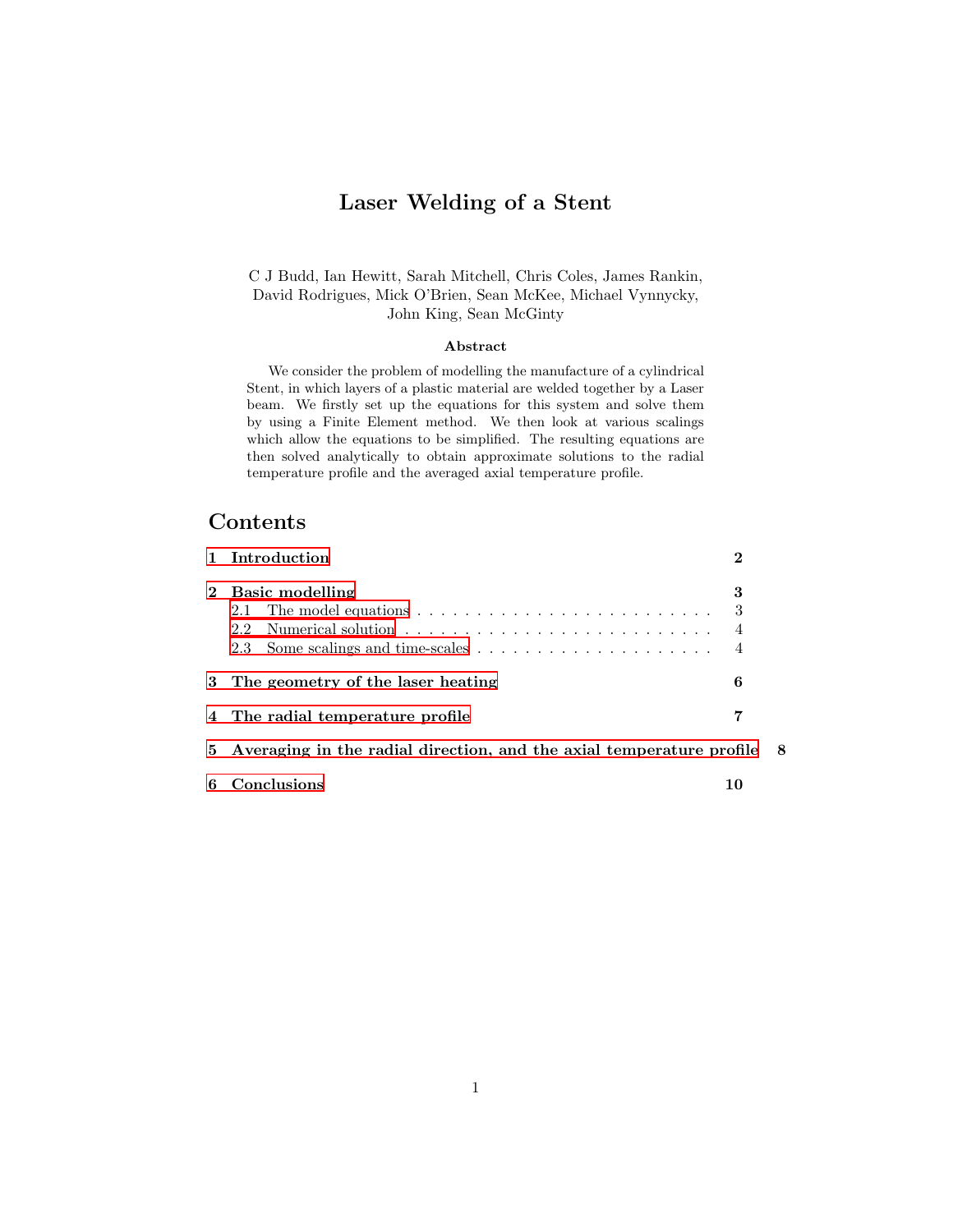# Laser Welding of a Stent

C J Budd, Ian Hewitt, Sarah Mitchell, Chris Coles, James Rankin, David Rodrigues, Mick O'Brien, Sean McKee, Michael Vynnycky, John King, Sean McGinty

### Abstract

We consider the problem of modelling the manufacture of a cylindrical Stent, in which layers of a plastic material are welded together by a Laser beam. We firstly set up the equations for this system and solve them by using a Finite Element method. We then look at various scalings which allow the equations to be simplified. The resulting equations are then solved analytically to obtain approximate solutions to the radial temperature profile and the averaged axial temperature profile.

## Contents

**1 Introduction** — 2

**2 Basic modelling** — 3
- 2.1 The model equations — 3
- 2.2 Numerical solution — 4
- 2.3 Some scalings and time-scales — 4

**3 The geometry of the laser heating** — 6

**4 The radial temperature profile** — 7

**5 Averaging in the radial direction, and the axial temperature profile** — 8

**6 Conclusions** — 10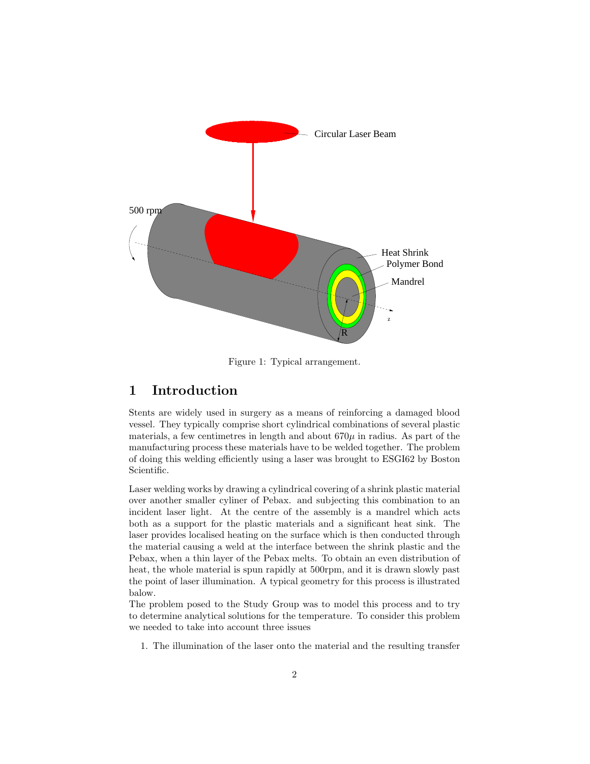Figure 1: Typical arrangement.

# 1 Introduction

Stents are widely used in surgery as a means of reinforcing a damaged blood vessel. They typically comprise short cylindrical combinations of several plastic materials, a few centimetres in length and about $670\mu$ in radius. As part of the manufacturing process these materials have to be welded together. The problem of doing this welding efficiently using a laser was brought to ESGI62 by Boston Scientific.

Laser welding works by drawing a cylindrical covering of a shrink plastic material over another smaller cyliner of Pebax. and subjecting this combination to an incident laser light. At the centre of the assembly is a mandrel which acts both as a support for the plastic materials and a significant heat sink. The laser provides localised heating on the surface which is then conducted through the material causing a weld at the interface between the shrink plastic and the Pebax, when a thin layer of the Pebax melts. To obtain an even distribution of heat, the whole material is spun rapidly at 500rpm, and it is drawn slowly past the point of laser illumination. A typical geometry for this process is illustrated balow.

The problem posed to the Study Group was to model this process and to try to determine analytical solutions for the temperature. To consider this problem we needed to take into account three issues

1. The illumination of the laser onto the material and the resulting transfer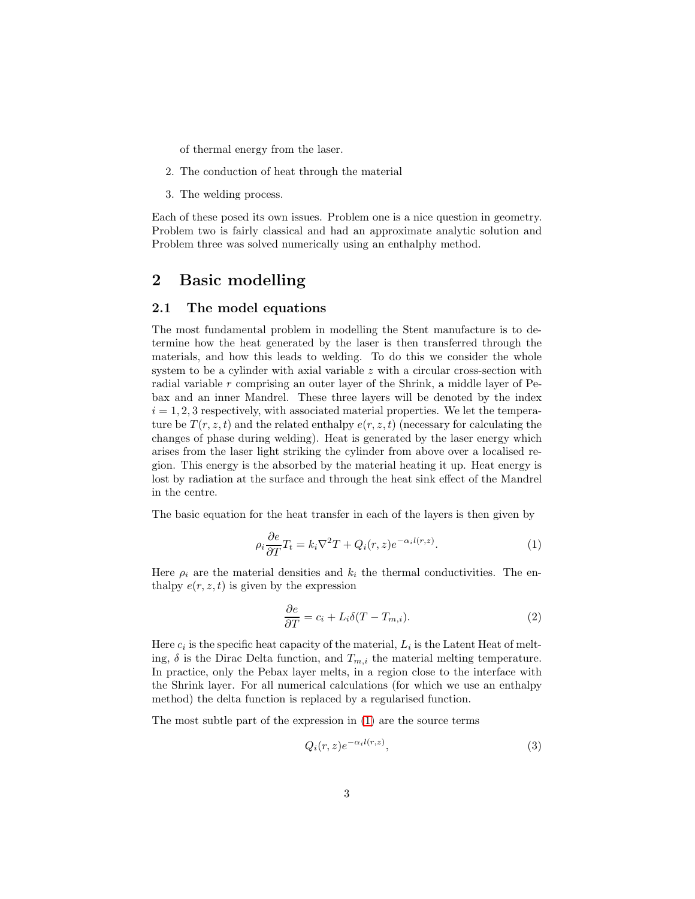of thermal energy from the laser.

2. The conduction of heat through the material
3. The welding process.

Each of these posed its own issues. Problem one is a nice question in geometry. Problem two is fairly classical and had an approximate analytic solution and Problem three was solved numerically using an enthalphy method.

# 2 Basic modelling

## 2.1 The model equations

The most fundamental problem in modelling the Stent manufacture is to determine how the heat generated by the laser is then transferred through the materials, and how this leads to welding. To do this we consider the whole system to be a cylinder with axial variable $z$ with a circular cross-section with radial variable $r$ comprising an outer layer of the Shrink, a middle layer of Pebax and an inner Mandrel. These three layers will be denoted by the index $i = 1, 2, 3$ respectively, with associated material properties. We let the temperature be $T(r, z, t)$ and the related enthalpy $e(r, z, t)$ (necessary for calculating the changes of phase during welding). Heat is generated by the laser energy which arises from the laser light striking the cylinder from above over a localised region. This energy is the absorbed by the material heating it up. Heat energy is lost by radiation at the surface and through the heat sink effect of the Mandrel in the centre.

The basic equation for the heat transfer in each of the layers is then given by

$$\rho_i \frac{\partial e}{\partial T} T_t = k_i \nabla^2 T + Q_i(r, z) e^{-\alpha_i l(r,z)}. \tag{1}$$

Here $\rho_i$ are the material densities and $k_i$ the thermal conductivities. The enthalpy $e(r, z, t)$ is given by the expression

$$\frac{\partial e}{\partial T} = c_i + L_i \delta(T - T_{m,i}). \tag{2}$$

Here $c_i$ is the specific heat capacity of the material, $L_i$ is the Latent Heat of melting, $\delta$ is the Dirac Delta function, and $T_{m,i}$ the material melting temperature. In practice, only the Pebax layer melts, in a region close to the interface with the Shrink layer. For all numerical calculations (for which we use an enthalpy method) the delta function is replaced by a regularised function.

The most subtle part of the expression in (1) are the source terms

$$Q_i(r, z) e^{-\alpha_i l(r,z)}, \tag{3}$$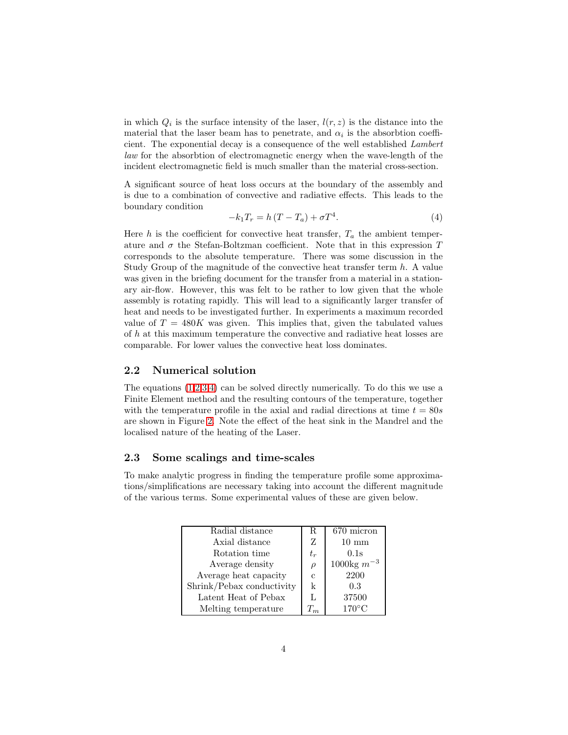in which $Q_i$ is the surface intensity of the laser, $l(r, z)$ is the distance into the material that the laser beam has to penetrate, and $\alpha_i$ is the absorbtion coefficient. The exponential decay is a consequence of the well established *Lambert law* for the absorbtion of electromagnetic energy when the wave-length of the incident electromagnetic field is much smaller than the material cross-section.

A significant source of heat loss occurs at the boundary of the assembly and is due to a combination of convective and radiative effects. This leads to the boundary condition

$$-k_1 T_r = h\,(T - T_a) + \sigma T^4. \tag{4}$$

Here $h$ is the coefficient for convective heat transfer, $T_a$ the ambient temperature and $\sigma$ the Stefan-Boltzman coefficient. Note that in this expression $T$ corresponds to the absolute temperature. There was some discussion in the Study Group of the magnitude of the convective heat transfer term $h$. A value was given in the briefing document for the transfer from a material in a stationary air-flow. However, this was felt to be rather to low given that the whole assembly is rotating rapidly. This will lead to a significantly larger transfer of heat and needs to be investigated further. In experiments a maximum recorded value of $T = 480K$ was given. This implies that, given the tabulated values of $h$ at this maximum temperature the convective and radiative heat losses are comparable. For lower values the convective heat loss dominates.

## 2.2 Numerical solution

The equations (1,2,3,4) can be solved directly numerically. To do this we use a Finite Element method and the resulting contours of the temperature, together with the temperature profile in the axial and radial directions at time $t = 80s$ are shown in Figure 2. Note the effect of the heat sink in the Mandrel and the localised nature of the heating of the Laser.

## 2.3 Some scalings and time-scales

To make analytic progress in finding the temperature profile some approximations/simplifications are necessary taking into account the different magnitude of the various terms. Some experimental values of these are given below.

| | | |
|---|---|---|
| Radial distance | R | 670 micron |
| Axial distance | Z | 10 mm |
| Rotation time | $t_r$ | 0.1s |
| Average density | $\rho$ | 1000kg $m^{-3}$ |
| Average heat capacity | c | 2200 |
| Shrink/Pebax conductivity | k | 0.3 |
| Latent Heat of Pebax | L | 37500 |
| Melting temperature | $T_m$ | 170°C |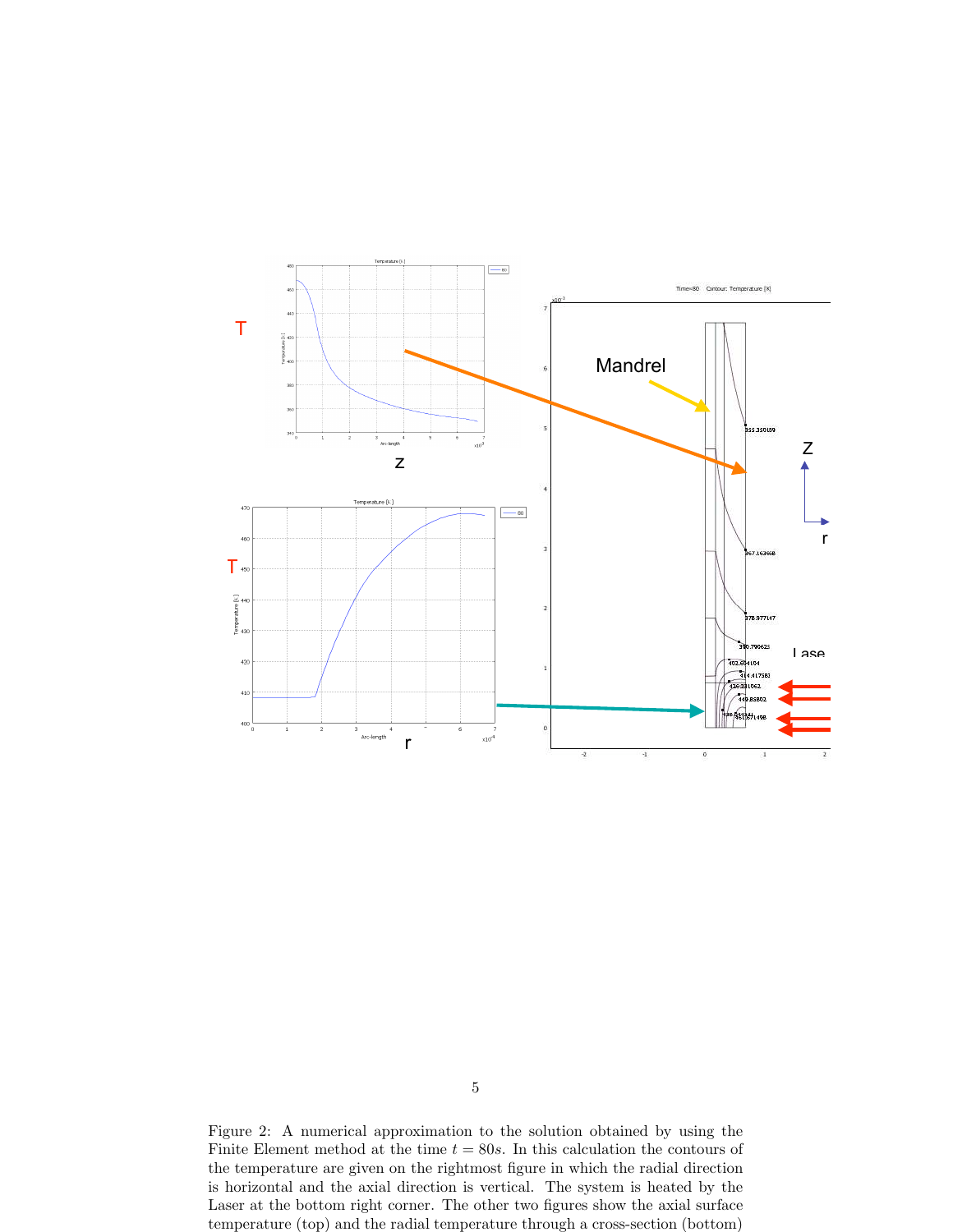Figure 2: A numerical approximation to the solution obtained by using the Finite Element method at the time $t = 80s$. In this calculation the contours of the temperature are given on the rightmost figure in which the radial direction is horizontal and the axial direction is vertical. The system is heated by the Laser at the bottom right corner. The other two figures show the axial surface temperature (top) and the radial temperature through a cross-section (bottom)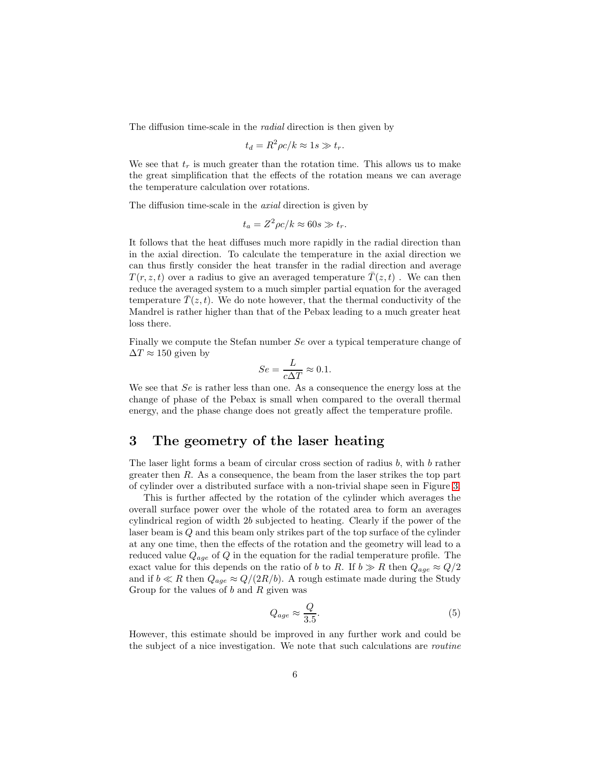The diffusion time-scale in the *radial* direction is then given by

$$t_d = R^2 \rho c / k \approx 1s \gg t_r.$$

We see that $t_r$ is much greater than the rotation time. This allows us to make the great simplification that the effects of the rotation means we can average the temperature calculation over rotations.

The diffusion time-scale in the *axial* direction is given by

$$t_a = Z^2 \rho c / k \approx 60s \gg t_r.$$

It follows that the heat diffuses much more rapidly in the radial direction than in the axial direction. To calculate the temperature in the axial direction we can thus firstly consider the heat transfer in the radial direction and average $T(r, z, t)$ over a radius to give an averaged temperature $\bar{T}(z, t)$ . We can then reduce the averaged system to a much simpler partial equation for the averaged temperature $\bar{T}(z, t)$. We do note however, that the thermal conductivity of the Mandrel is rather higher than that of the Pebax leading to a much greater heat loss there.

Finally we compute the Stefan number $Se$ over a typical temperature change of $\Delta T \approx 150$ given by

$$Se = \frac{L}{c \Delta T} \approx 0.1.$$

We see that $Se$ is rather less than one. As a consequence the energy loss at the change of phase of the Pebax is small when compared to the overall thermal energy, and the phase change does not greatly affect the temperature profile.

## 3 The geometry of the laser heating

The laser light forms a beam of circular cross section of radius $b$, with $b$ rather greater then $R$. As a consequence, the beam from the laser strikes the top part of cylinder over a distributed surface with a non-trivial shape seen in Figure 3.

This is further affected by the rotation of the cylinder which averages the overall surface power over the whole of the rotated area to form an averages cylindrical region of width $2b$ subjected to heating. Clearly if the power of the laser beam is $Q$ and this beam only strikes part of the top surface of the cylinder at any one time, then the effects of the rotation and the geometry will lead to a reduced value $Q_{age}$ of $Q$ in the equation for the radial temperature profile. The exact value for this depends on the ratio of $b$ to $R$. If $b \gg R$ then $Q_{age} \approx Q/2$ and if $b \ll R$ then $Q_{age} \approx Q/(2R/b)$. A rough estimate made during the Study Group for the values of $b$ and $R$ given was

$$Q_{age} \approx \frac{Q}{3.5}. \tag{5}$$

However, this estimate should be improved in any further work and could be the subject of a nice investigation. We note that such calculations are *routine*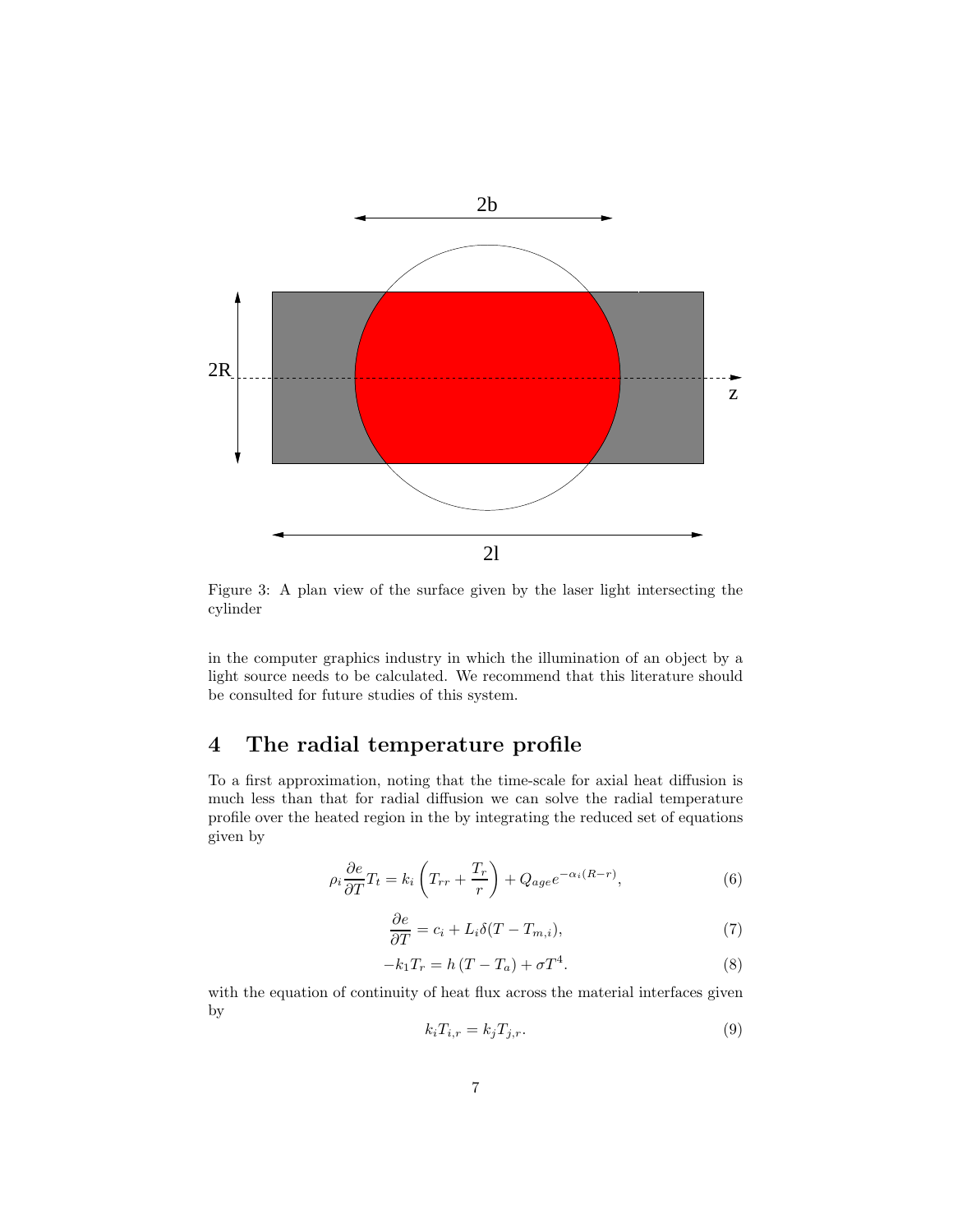Figure 3: A plan view of the surface given by the laser light intersecting the cylinder

in the computer graphics industry in which the illumination of an object by a light source needs to be calculated. We recommend that this literature should be consulted for future studies of this system.

## 4 The radial temperature profile

To a first approximation, noting that the time-scale for axial heat diffusion is much less than that for radial diffusion we can solve the radial temperature profile over the heated region in the by integrating the reduced set of equations given by

$$\rho_i \frac{\partial e}{\partial T} T_t = k_i \left( T_{rr} + \frac{T_r}{r} \right) + Q_{age} e^{-\alpha_i (R-r)}, \tag{6}$$

$$\frac{\partial e}{\partial T} = c_i + L_i \delta(T - T_{m,i}), \tag{7}$$

$$-k_1 T_r = h\left(T - T_a\right) + \sigma T^4. \tag{8}$$

with the equation of continuity of heat flux across the material interfaces given by

$$k_i T_{i,r} = k_j T_{j,r}. \tag{9}$$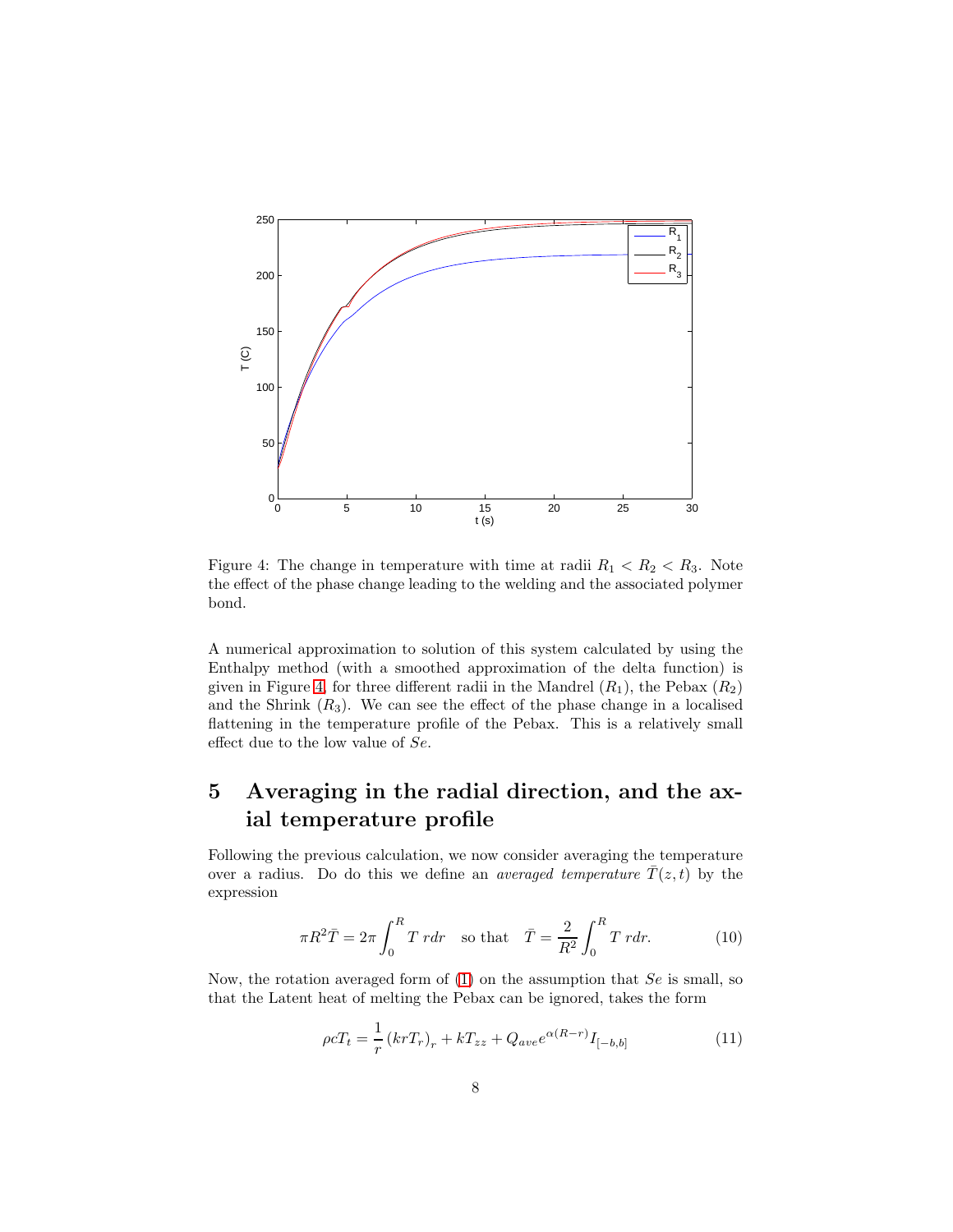Figure 4: The change in temperature with time at radii $R_1 < R_2 < R_3$. Note the effect of the phase change leading to the welding and the associated polymer bond.

A numerical approximation to solution of this system calculated by using the Enthalpy method (with a smoothed approximation of the delta function) is given in Figure 4, for three different radii in the Mandrel ($R_1$), the Pebax ($R_2$) and the Shrink ($R_3$). We can see the effect of the phase change in a localised flattening in the temperature profile of the Pebax. This is a relatively small effect due to the low value of $Se$.

## 5 Averaging in the radial direction, and the axial temperature profile

Following the previous calculation, we now consider averaging the temperature over a radius. Do do this we define an *averaged temperature* $\bar{T}(z,t)$ by the expression

$$\pi R^2 \bar{T} = 2\pi \int_0^R T \, r dr \quad \text{so that} \quad \bar{T} = \frac{2}{R^2} \int_0^R T \, r dr. \tag{10}$$

Now, the rotation averaged form of (1) on the assumption that $Se$ is small, so that the Latent heat of melting the Pebax can be ignored, takes the form

$$\rho c T_t = \frac{1}{r} \left( k r T_r \right)_r + k T_{zz} + Q_{ave} e^{\alpha(R-r)} I_{[-b,b]} \tag{11}$$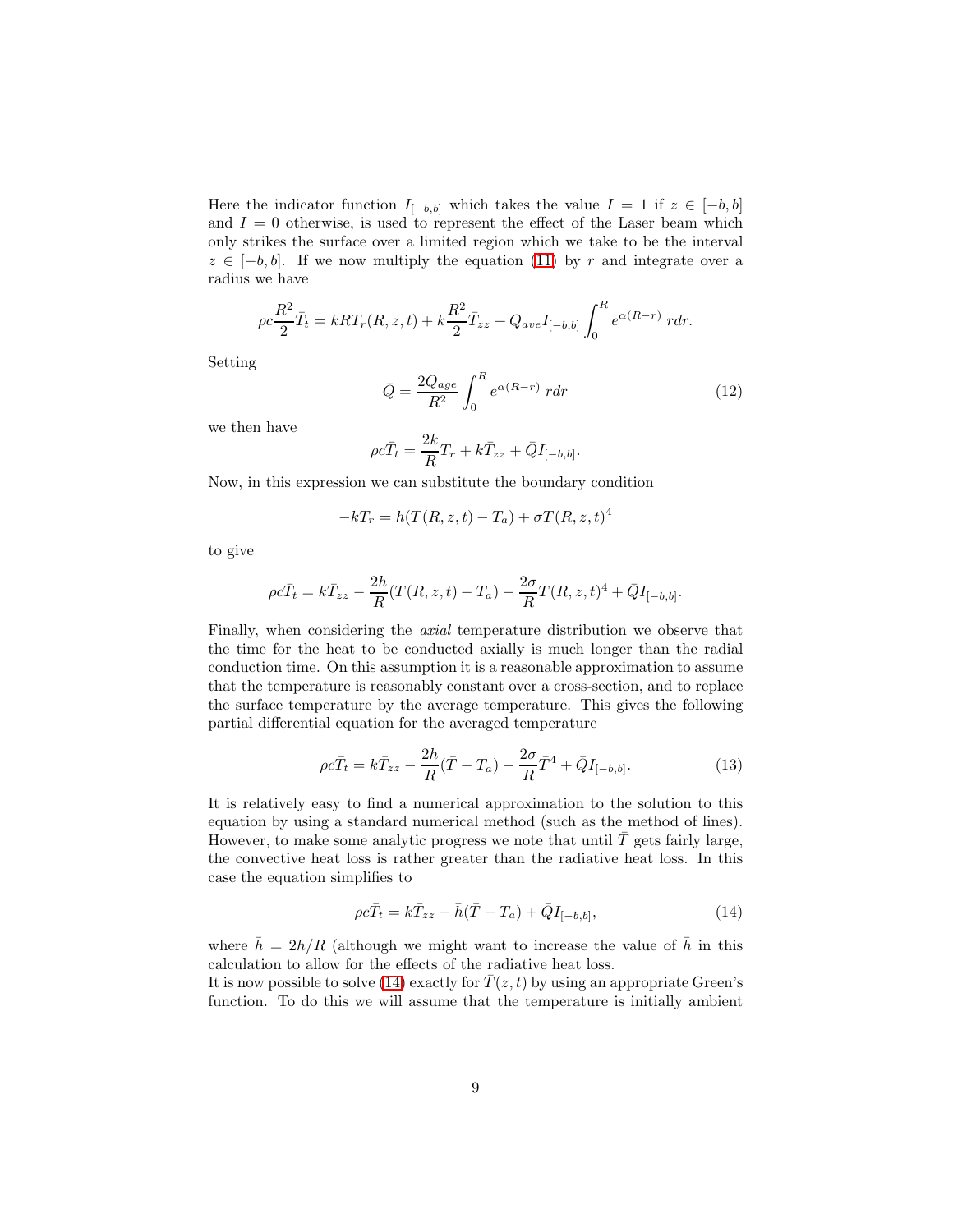Here the indicator function $I_{[-b,b]}$ which takes the value $I = 1$ if $z \in [-b, b]$ and $I = 0$ otherwise, is used to represent the effect of the Laser beam which only strikes the surface over a limited region which we take to be the interval $z \in [-b, b]$. If we now multiply the equation (11) by $r$ and integrate over a radius we have

$$\rho c \frac{R^2}{2} \bar{T}_t = kRT_r(R, z, t) + k\frac{R^2}{2}\bar{T}_{zz} + Q_{ave} I_{[-b,b]} \int_0^R e^{\alpha(R-r)}\, r dr.$$

Setting

$$\bar{Q} = \frac{2Q_{age}}{R^2} \int_0^R e^{\alpha(R-r)}\, r dr \tag{12}$$

we then have

$$\rho c \bar{T}_t = \frac{2k}{R} T_r + k\bar{T}_{zz} + \bar{Q} I_{[-b,b]}.$$

Now, in this expression we can substitute the boundary condition

$$-kT_r = h(T(R, z, t) - T_a) + \sigma T(R, z, t)^4$$

to give

$$\rho c \bar{T}_t = k\bar{T}_{zz} - \frac{2h}{R}(T(R, z, t) - T_a) - \frac{2\sigma}{R} T(R, z, t)^4 + \bar{Q} I_{[-b,b]}.$$

Finally, when considering the *axial* temperature distribution we observe that the time for the heat to be conducted axially is much longer than the radial conduction time. On this assumption it is a reasonable approximation to assume that the temperature is reasonably constant over a cross-section, and to replace the surface temperature by the average temperature. This gives the following partial differential equation for the averaged temperature

$$\rho c \bar{T}_t = k\bar{T}_{zz} - \frac{2h}{R}(\bar{T} - T_a) - \frac{2\sigma}{R}\bar{T}^4 + \bar{Q} I_{[-b,b]}. \tag{13}$$

It is relatively easy to find a numerical approximation to the solution to this equation by using a standard numerical method (such as the method of lines). However, to make some analytic progress we note that until $\bar{T}$ gets fairly large, the convective heat loss is rather greater than the radiative heat loss. In this case the equation simplifies to

$$\rho c \bar{T}_t = k\bar{T}_{zz} - \bar{h}(\bar{T} - T_a) + \bar{Q} I_{[-b,b]}, \tag{14}$$

where $\bar{h} = 2h/R$ (although we might want to increase the value of $\bar{h}$ in this calculation to allow for the effects of the radiative heat loss.

It is now possible to solve (14) exactly for $\bar{T}(z, t)$ by using an appropriate Green's function. To do this we will assume that the temperature is initially ambient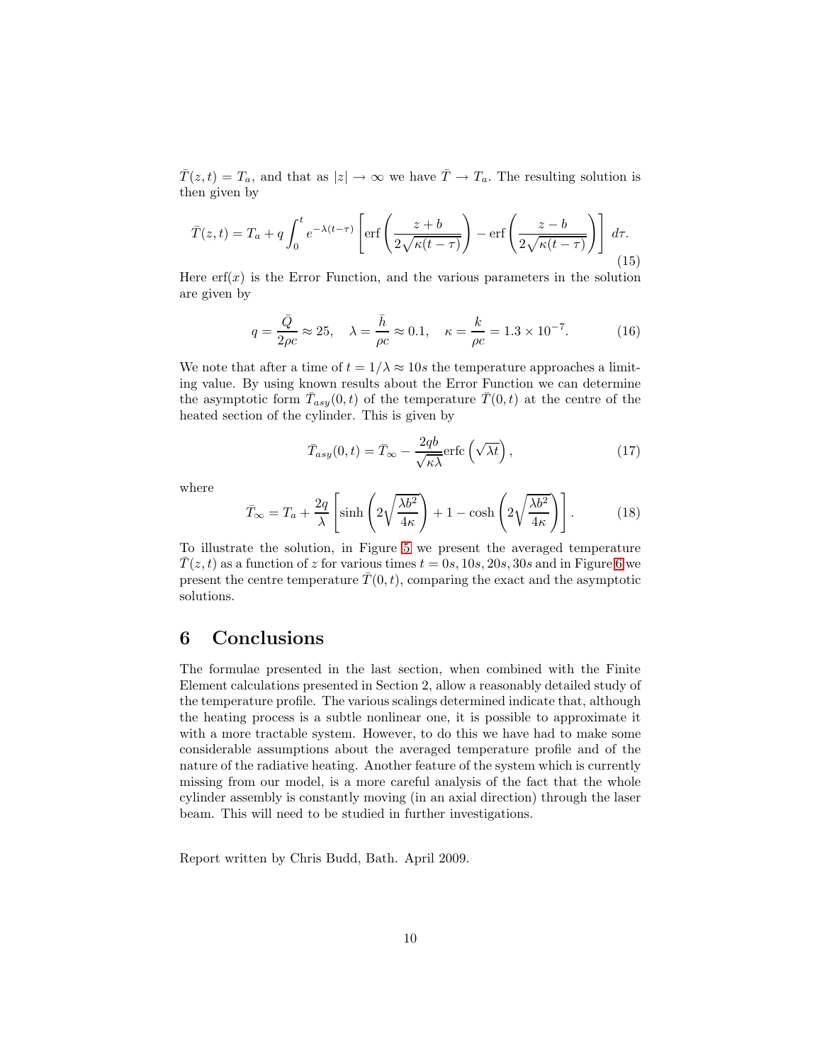$\bar{T}(z,t) = T_a$, and that as $|z| \to \infty$ we have $\bar{T} \to T_a$. The resulting solution is then given by

$$\bar{T}(z,t) = T_a + q \int_0^t e^{-\lambda(t-\tau)} \left[ \mathrm{erf}\left( \frac{z+b}{2\sqrt{\kappa(t-\tau)}} \right) - \mathrm{erf}\left( \frac{z-b}{2\sqrt{\kappa(t-\tau)}} \right) \right] \, d\tau. \tag{15}$$

Here $\mathrm{erf}(x)$ is the Error Function, and the various parameters in the solution are given by

$$q = \frac{\bar{Q}}{2\rho c} \approx 25, \quad \lambda = \frac{\bar{h}}{\rho c} \approx 0.1, \quad \kappa = \frac{k}{\rho c} = 1.3 \times 10^{-7}. \tag{16}$$

We note that after a time of $t = 1/\lambda \approx 10s$ the temperature approaches a limiting value. By using known results about the Error Function we can determine the asymptotic form $\bar{T}_{asy}(0,t)$ of the temperature $\bar{T}(0,t)$ at the centre of the heated section of the cylinder. This is given by

$$\bar{T}_{asy}(0,t) = \bar{T}_\infty - \frac{2qb}{\sqrt{\kappa\lambda}} \mathrm{erfc}\left(\sqrt{\lambda t}\right), \tag{17}$$

where

$$\bar{T}_\infty = T_a + \frac{2q}{\lambda} \left[ \sinh\left( 2\sqrt{\frac{\lambda b^2}{4\kappa}} \right) + 1 - \cosh\left( 2\sqrt{\frac{\lambda b^2}{4\kappa}} \right) \right]. \tag{18}$$

To illustrate the solution, in Figure 5 we present the averaged temperature $\bar{T}(z,t)$ as a function of $z$ for various times $t = 0s, 10s, 20s, 30s$ and in Figure 6 we present the centre temperature $\bar{T}(0,t)$, comparing the exact and the asymptotic solutions.

# 6 Conclusions

The formulae presented in the last section, when combined with the Finite Element calculations presented in Section 2, allow a reasonably detailed study of the temperature profile. The various scalings determined indicate that, although the heating process is a subtle nonlinear one, it is possible to approximate it with a more tractable system. However, to do this we have had to make some considerable assumptions about the averaged temperature profile and of the nature of the radiative heating. Another feature of the system which is currently missing from our model, is a more careful analysis of the fact that the whole cylinder assembly is constantly moving (in an axial direction) through the laser beam. This will need to be studied in further investigations.

Report written by Chris Budd, Bath. April 2009.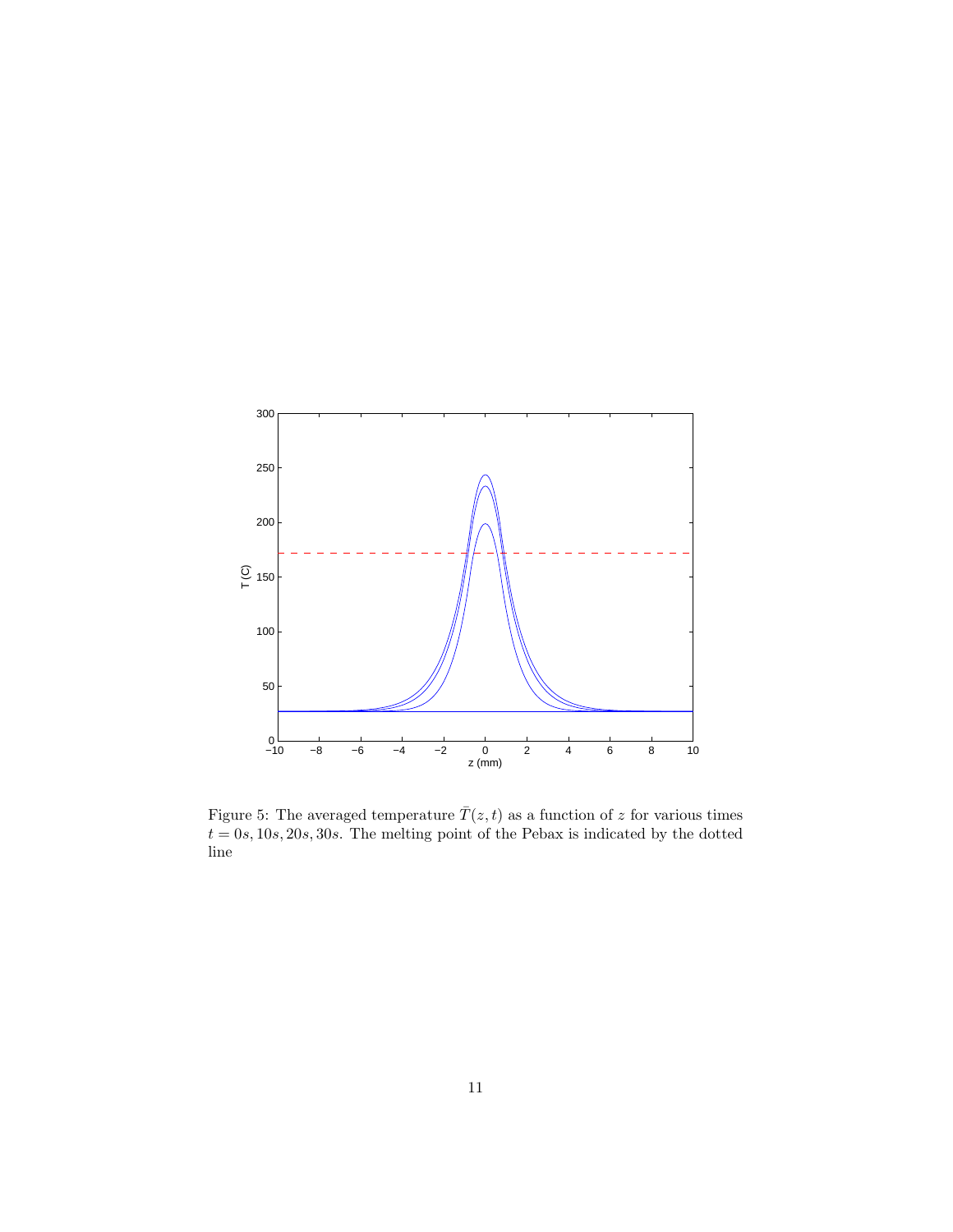Figure 5: The averaged temperature $\bar{T}(z, t)$ as a function of $z$ for various times $t = 0s, 10s, 20s, 30s$. The melting point of the Pebax is indicated by the dotted line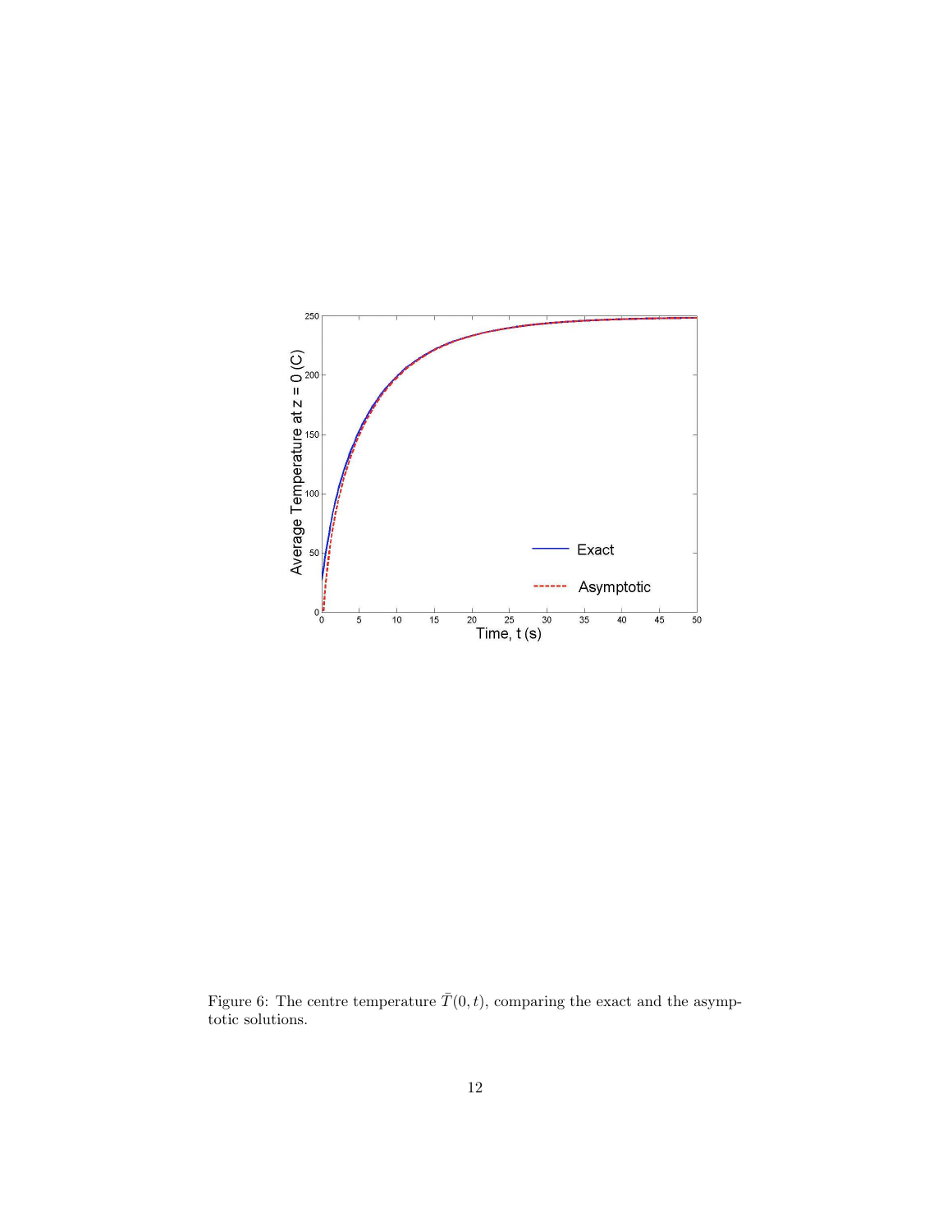Average Temperature at z = 0 (C)

250
200
150
100
50
0

0 5 10 15 20 25 30 35 40 45 50

Time, t (s)

Exact

Asymptotic

Figure 6: The centre temperature $\bar{T}(0, t)$, comparing the exact and the asymptotic solutions.